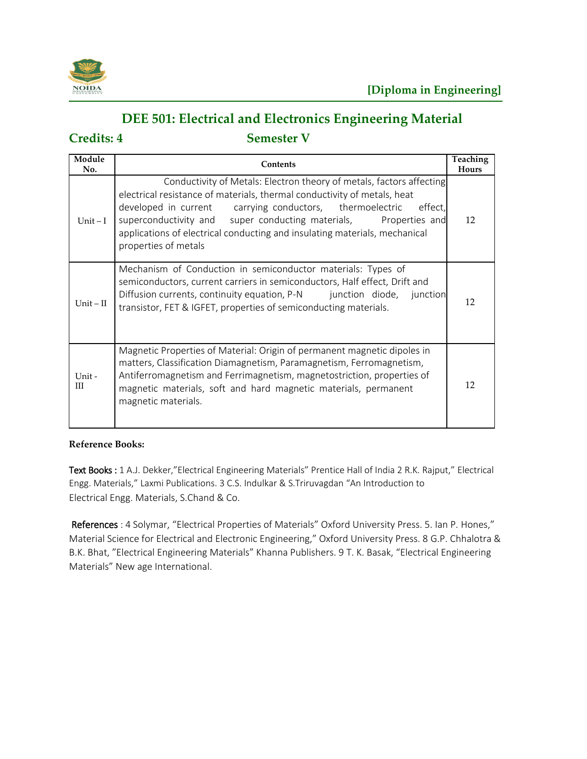**[Diploma in Engineering]**

# DEE 501: Electrical and Electronics Engineering Material

**Credits: 4** **Semester V**

| Module No. | Contents | Teaching Hours |
|---|---|---|
| Unit – I | Conductivity of Metals: Electron theory of metals, factors affecting electrical resistance of materials, thermal conductivity of metals, heat developed in current carrying conductors, thermoelectric effect, superconductivity and super conducting materials, Properties and applications of electrical conducting and insulating materials, mechanical properties of metals | 12 |
| Unit – II | Mechanism of Conduction in semiconductor materials: Types of semiconductors, current carriers in semiconductors, Half effect, Drift and Diffusion currents, continuity equation, P-N junction diode, junction transistor, FET & IGFET, properties of semiconducting materials. | 12 |
| Unit - III | Magnetic Properties of Material: Origin of permanent magnetic dipoles in matters, Classification Diamagnetism, Paramagnetism, Ferromagnetism, Antiferromagnetism and Ferrimagnetism, magnetostriction, properties of magnetic materials, soft and hard magnetic materials, permanent magnetic materials. | 12 |

**Reference Books:**

Text Books : 1 A.J. Dekker,"Electrical Engineering Materials" Prentice Hall of India 2 R.K. Rajput," Electrical Engg. Materials," Laxmi Publications. 3 C.S. Indulkar & S.Triruvagdan "An Introduction to Electrical Engg. Materials, S.Chand & Co.

References : 4 Solymar, "Electrical Properties of Materials" Oxford University Press. 5. Ian P. Hones," Material Science for Electrical and Electronic Engineering," Oxford University Press. 8 G.P. Chhalotra & B.K. Bhat, "Electrical Engineering Materials" Khanna Publishers. 9 T. K. Basak, "Electrical Engineering Materials" New age International.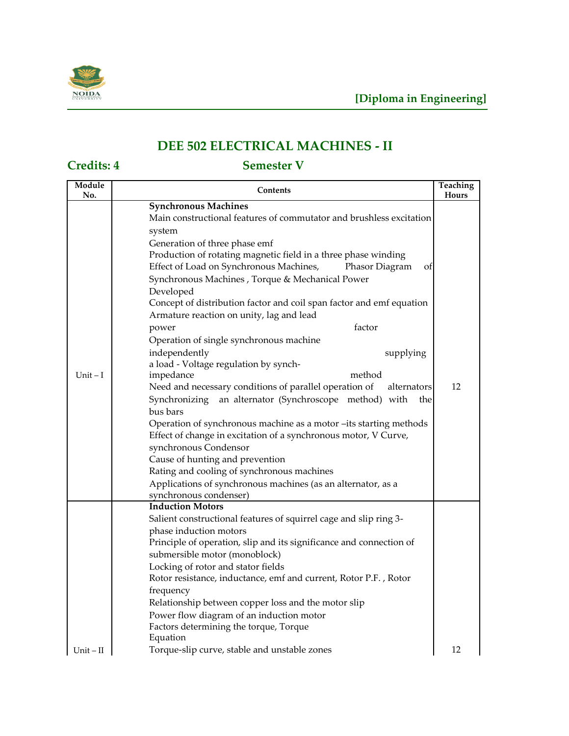# DEE 502 ELECTRICAL MACHINES - II

**Credits: 4** **Semester V**

| Module No. | Contents | Teaching Hours |
|---|---|---|
| Unit – I | **Synchronous Machines**<br>Main constructional features of commutator and brushless excitation system<br>Generation of three phase emf<br>Production of rotating magnetic field in a three phase winding<br>Effect of Load on Synchronous Machines, Phasor Diagram of Synchronous Machines , Torque & Mechanical Power Developed<br>Concept of distribution factor and coil span factor and emf equation<br>Armature reaction on unity, lag and lead power factor<br>Operation of single synchronous machine independently supplying a load - Voltage regulation by synch-impedance method<br>Need and necessary conditions of parallel operation of alternators<br>Synchronizing an alternator (Synchroscope method) with the bus bars<br>Operation of synchronous machine as a motor –its starting methods<br>Effect of change in excitation of a synchronous motor, V Curve, synchronous Condensor<br>Cause of hunting and prevention<br>Rating and cooling of synchronous machines<br>Applications of synchronous machines (as an alternator, as a synchronous condenser) | 12 |
| Unit – II | **Induction Motors**<br>Salient constructional features of squirrel cage and slip ring 3-phase induction motors<br>Principle of operation, slip and its significance and connection of submersible motor (monoblock)<br>Locking of rotor and stator fields<br>Rotor resistance, inductance, emf and current, Rotor P.F. , Rotor frequency<br>Relationship between copper loss and the motor slip<br>Power flow diagram of an induction motor<br>Factors determining the torque, Torque Equation<br>Torque-slip curve, stable and unstable zones | 12 |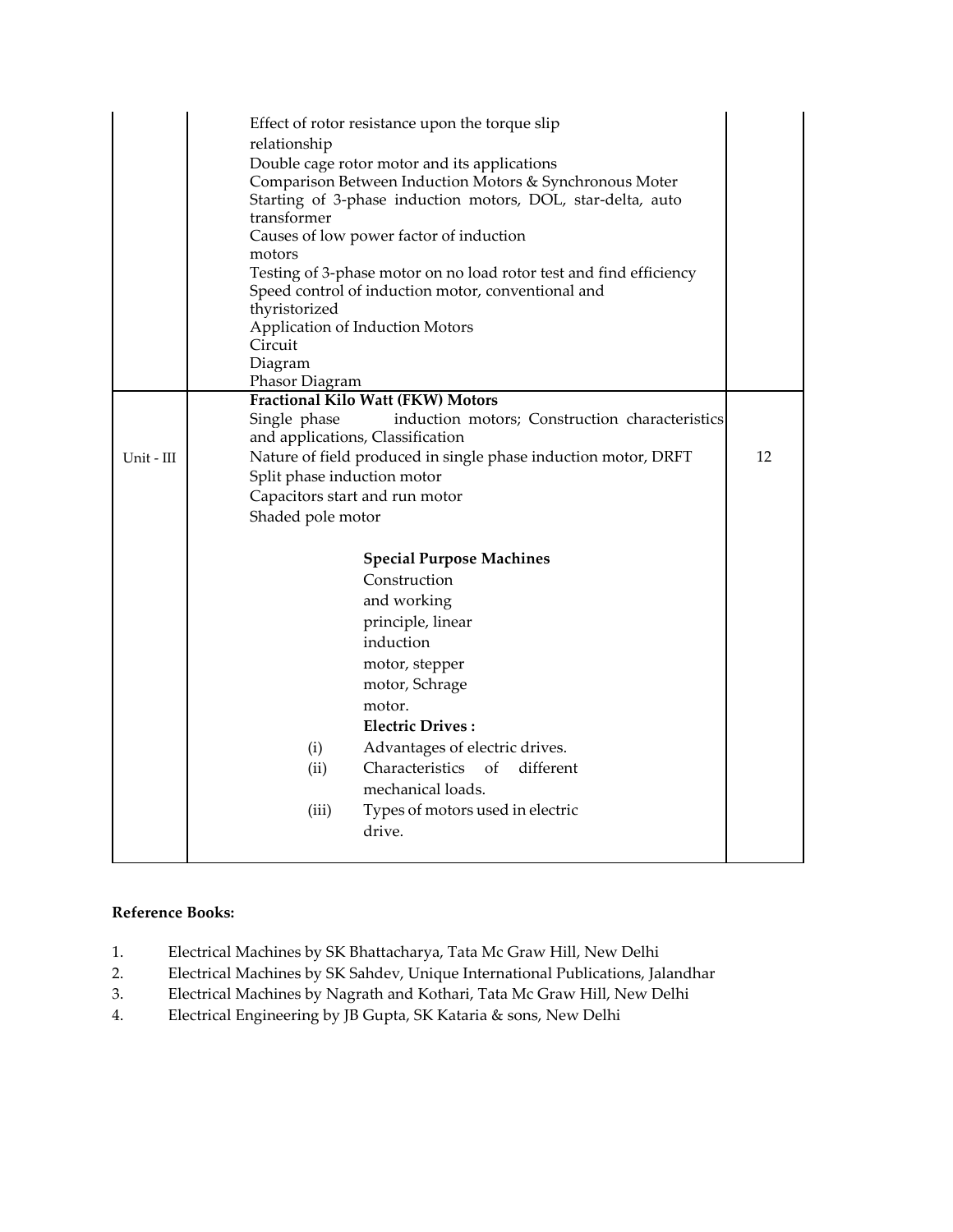| | | |
|---|---|---|
| | Effect of rotor resistance upon the torque slip relationship<br>Double cage rotor motor and its applications<br>Comparison Between Induction Motors & Synchronous Moter<br>Starting of 3-phase induction motors, DOL, star-delta, auto transformer<br>Causes of low power factor of induction motors<br>Testing of 3-phase motor on no load rotor test and find efficiency<br>Speed control of induction motor, conventional and thyristorized<br>Application of Induction Motors<br>Circuit<br>Diagram<br>Phasor Diagram | |
| Unit - III | **Fractional Kilo Watt (FKW) Motors**<br>Single phase induction motors; Construction characteristics and applications, Classification<br>Nature of field produced in single phase induction motor, DRFT<br>Split phase induction motor<br>Capacitors start and run motor<br>Shaded pole motor<br><br>**Special Purpose Machines**<br>Construction and working principle, linear induction motor, stepper motor, Schrage motor.<br>**Electric Drives :**<br>(i) Advantages of electric drives.<br>(ii) Characteristics of different mechanical loads.<br>(iii) Types of motors used in electric drive. | 12 |

**Reference Books:**

1. Electrical Machines by SK Bhattacharya, Tata Mc Graw Hill, New Delhi
2. Electrical Machines by SK Sahdev, Unique International Publications, Jalandhar
3. Electrical Machines by Nagrath and Kothari, Tata Mc Graw Hill, New Delhi
4. Electrical Engineering by JB Gupta, SK Kataria & sons, New Delhi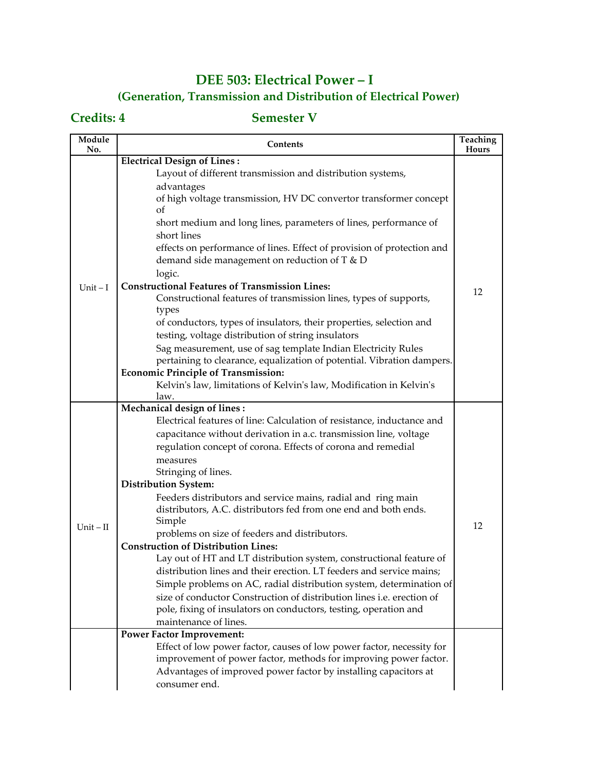## DEE 503: Electrical Power – I
### (Generation, Transmission and Distribution of Electrical Power)

**Credits: 4** **Semester V**

| Module No. | Contents | Teaching Hours |
|---|---|---|
| Unit – I | **Electrical Design of Lines :** Layout of different transmission and distribution systems, advantages of high voltage transmission, HV DC convertor transformer concept of short medium and long lines, parameters of lines, performance of short lines effects on performance of lines. Effect of provision of protection and demand side management on reduction of T & D logic. **Constructional Features of Transmission Lines:** Constructional features of transmission lines, types of supports, types of conductors, types of insulators, their properties, selection and testing, voltage distribution of string insulators Sag measurement, use of sag template Indian Electricity Rules pertaining to clearance, equalization of potential. Vibration dampers. **Economic Principle of Transmission:** Kelvin's law, limitations of Kelvin's law, Modification in Kelvin's law. | 12 |
| Unit – II | **Mechanical design of lines :** Electrical features of line: Calculation of resistance, inductance and capacitance without derivation in a.c. transmission line, voltage regulation concept of corona. Effects of corona and remedial measures Stringing of lines. **Distribution System:** Feeders distributors and service mains, radial and ring main distributors, A.C. distributors fed from one end and both ends. Simple problems on size of feeders and distributors. **Construction of Distribution Lines:** Lay out of HT and LT distribution system, constructional feature of distribution lines and their erection. LT feeders and service mains; Simple problems on AC, radial distribution system, determination of size of conductor Construction of distribution lines i.e. erection of pole, fixing of insulators on conductors, testing, operation and maintenance of lines. | 12 |
| | **Power Factor Improvement:** Effect of low power factor, causes of low power factor, necessity for improvement of power factor, methods for improving power factor. Advantages of improved power factor by installing capacitors at consumer end. | |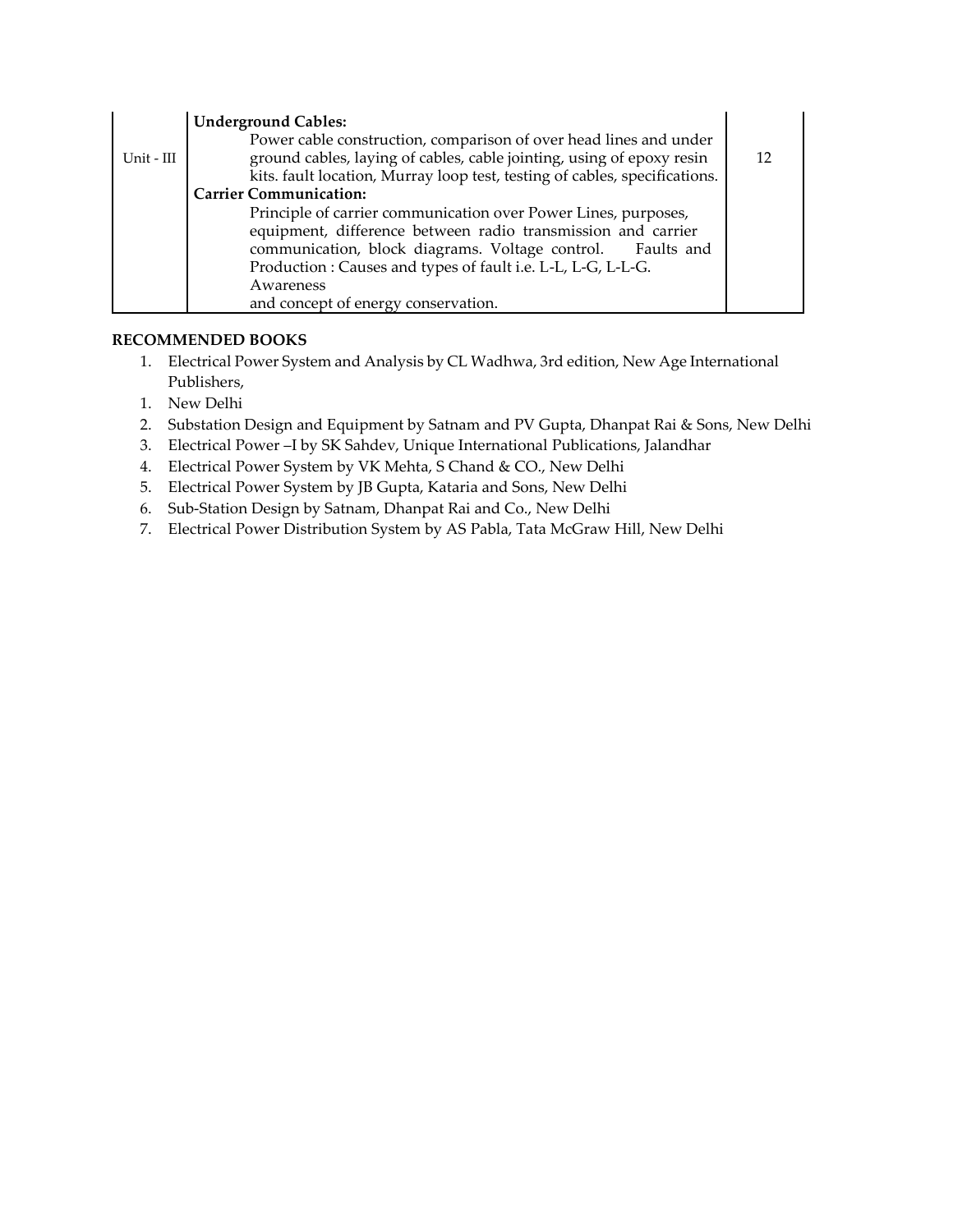| | | |
|---|---|---|
| Unit - III | **Underground Cables:**<br>Power cable construction, comparison of over head lines and under ground cables, laying of cables, cable jointing, using of epoxy resin kits. fault location, Murray loop test, testing of cables, specifications.<br>**Carrier Communication:**<br>Principle of carrier communication over Power Lines, purposes, equipment, difference between radio transmission and carrier communication, block diagrams. Voltage control. Faults and Production : Causes and types of fault i.e. L-L, L-G, L-L-G.<br>Awareness<br>and concept of energy conservation. | 12 |

**RECOMMENDED BOOKS**

1. Electrical Power System and Analysis by CL Wadhwa, 3rd edition, New Age International Publishers,
1. New Delhi
2. Substation Design and Equipment by Satnam and PV Gupta, Dhanpat Rai & Sons, New Delhi
3. Electrical Power –I by SK Sahdev, Unique International Publications, Jalandhar
4. Electrical Power System by VK Mehta, S Chand & CO., New Delhi
5. Electrical Power System by JB Gupta, Kataria and Sons, New Delhi
6. Sub-Station Design by Satnam, Dhanpat Rai and Co., New Delhi
7. Electrical Power Distribution System by AS Pabla, Tata McGraw Hill, New Delhi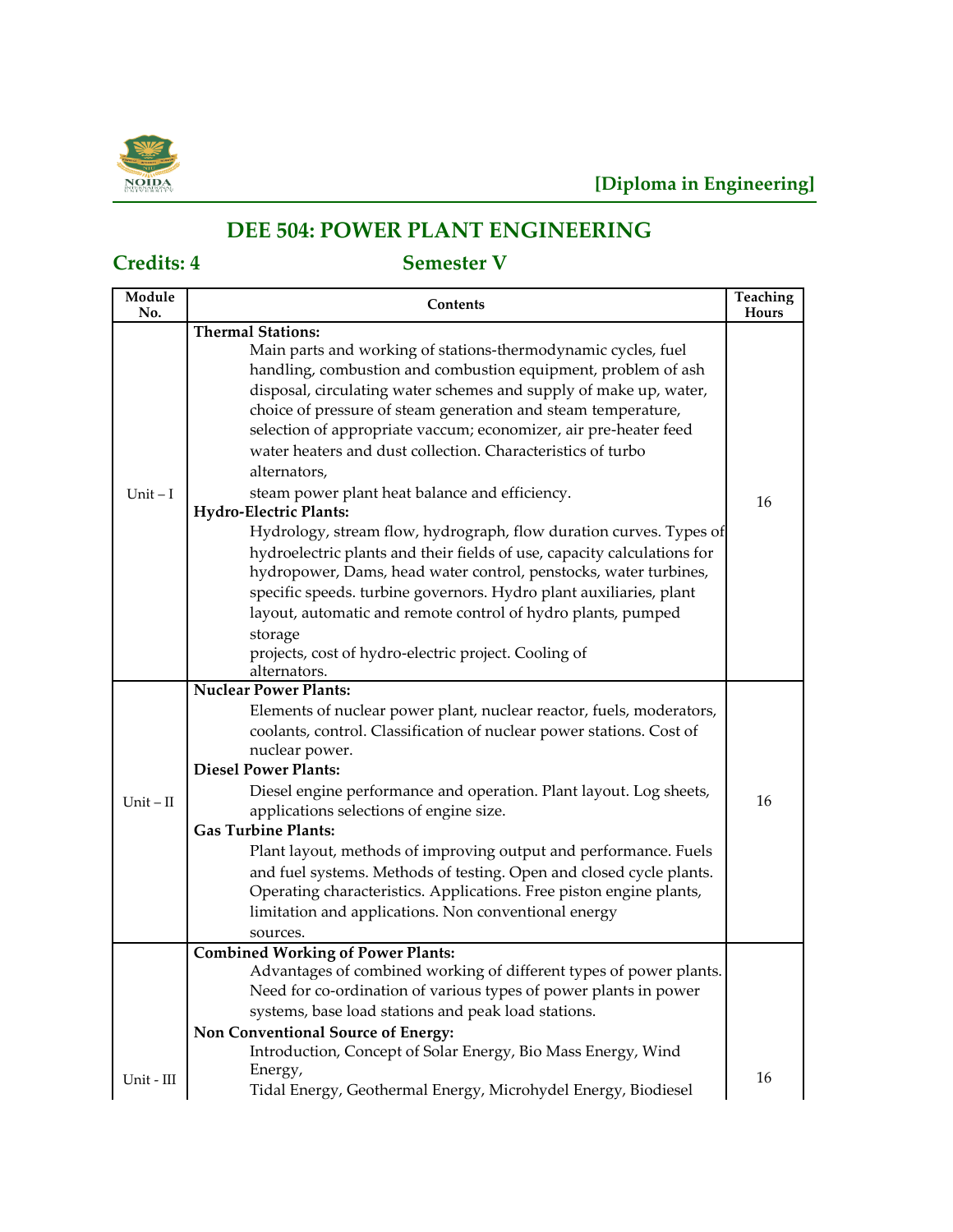**[Diploma in Engineering]**

## DEE 504: POWER PLANT ENGINEERING

**Credits: 4** **Semester V**

| Module No. | Contents | Teaching Hours |
|---|---|---|
| Unit – I | **Thermal Stations:** Main parts and working of stations-thermodynamic cycles, fuel handling, combustion and combustion equipment, problem of ash disposal, circulating water schemes and supply of make up, water, choice of pressure of steam generation and steam temperature, selection of appropriate vaccum; economizer, air pre-heater feed water heaters and dust collection. Characteristics of turbo alternators, steam power plant heat balance and efficiency. **Hydro-Electric Plants:** Hydrology, stream flow, hydrograph, flow duration curves. Types of hydroelectric plants and their fields of use, capacity calculations for hydropower, Dams, head water control, penstocks, water turbines, specific speeds. turbine governors. Hydro plant auxiliaries, plant layout, automatic and remote control of hydro plants, pumped storage projects, cost of hydro-electric project. Cooling of alternators. | 16 |
| Unit – II | **Nuclear Power Plants:** Elements of nuclear power plant, nuclear reactor, fuels, moderators, coolants, control. Classification of nuclear power stations. Cost of nuclear power. **Diesel Power Plants:** Diesel engine performance and operation. Plant layout. Log sheets, applications selections of engine size. **Gas Turbine Plants:** Plant layout, methods of improving output and performance. Fuels and fuel systems. Methods of testing. Open and closed cycle plants. Operating characteristics. Applications. Free piston engine plants, limitation and applications. Non conventional energy sources. | 16 |
| Unit - III | **Combined Working of Power Plants:** Advantages of combined working of different types of power plants. Need for co-ordination of various types of power plants in power systems, base load stations and peak load stations. **Non Conventional Source of Energy:** Introduction, Concept of Solar Energy, Bio Mass Energy, Wind Energy, Tidal Energy, Geothermal Energy, Microhydel Energy, Biodiesel | 16 |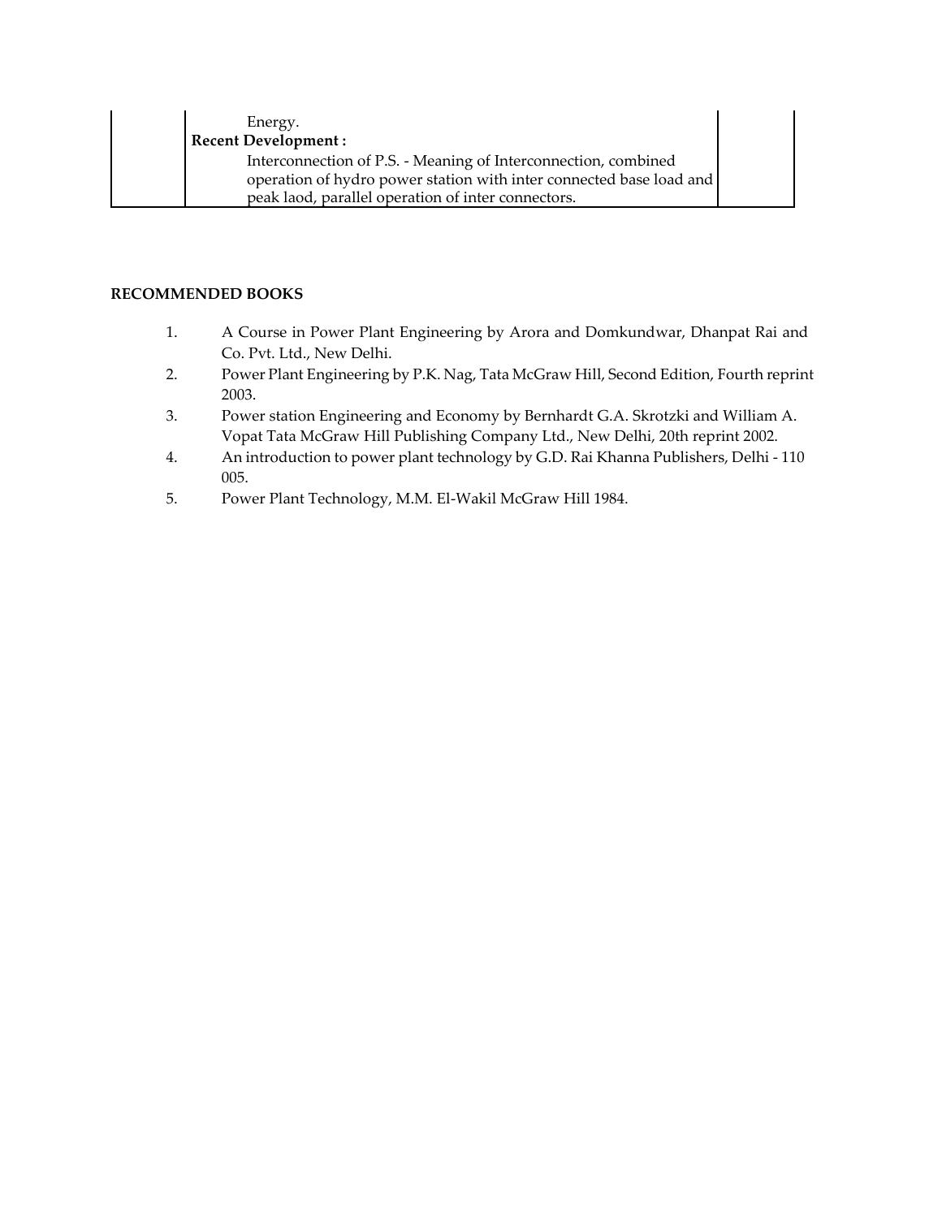| | | |
|---|---|---|
| | Energy.<br>**Recent Development :**<br>Interconnection of P.S. - Meaning of Interconnection, combined operation of hydro power station with inter connected base load and peak laod, parallel operation of inter connectors. | |

**RECOMMENDED BOOKS**

1. A Course in Power Plant Engineering by Arora and Domkundwar, Dhanpat Rai and Co. Pvt. Ltd., New Delhi.
2. Power Plant Engineering by P.K. Nag, Tata McGraw Hill, Second Edition, Fourth reprint 2003.
3. Power station Engineering and Economy by Bernhardt G.A. Skrotzki and William A. Vopat Tata McGraw Hill Publishing Company Ltd., New Delhi, 20th reprint 2002.
4. An introduction to power plant technology by G.D. Rai Khanna Publishers, Delhi - 110 005.
5. Power Plant Technology, M.M. El-Wakil McGraw Hill 1984.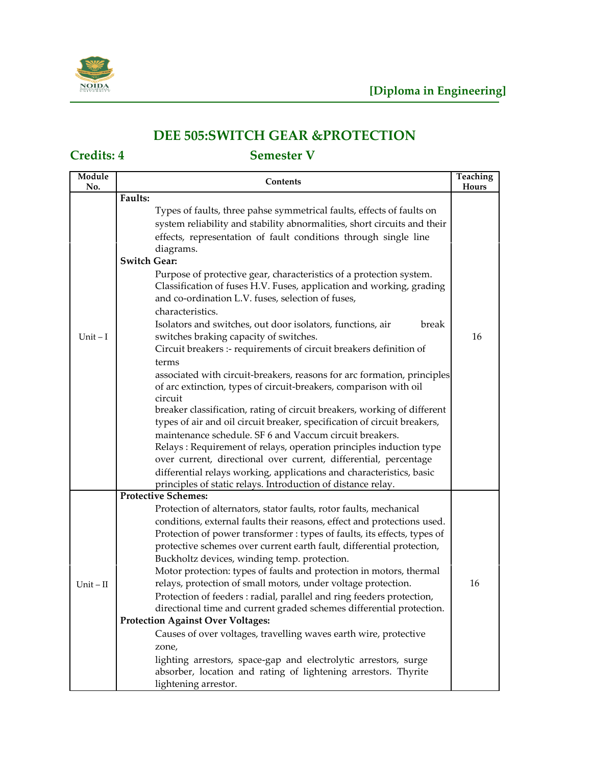**[Diploma in Engineering]**

## DEE 505:SWITCH GEAR &PROTECTION

**Credits: 4** **Semester V**

| Module No. | Contents | Teaching Hours |
|---|---|---|
| Unit – I | **Faults:** Types of faults, three pahse symmetrical faults, effects of faults on system reliability and stability abnormalities, short circuits and their effects, representation of fault conditions through single line diagrams. **Switch Gear:** Purpose of protective gear, characteristics of a protection system. Classification of fuses H.V. Fuses, application and working, grading and co-ordination L.V. fuses, selection of fuses, characteristics. Isolators and switches, out door isolators, functions, air break switches braking capacity of switches. Circuit breakers :- requirements of circuit breakers definition of terms associated with circuit-breakers, reasons for arc formation, principles of arc extinction, types of circuit-breakers, comparison with oil circuit breaker classification, rating of circuit breakers, working of different types of air and oil circuit breaker, specification of circuit breakers, maintenance schedule. SF 6 and Vaccum circuit breakers. Relays : Requirement of relays, operation principles induction type over current, directional over current, differential, percentage differential relays working, applications and characteristics, basic principles of static relays. Introduction of distance relay. | 16 |
| Unit – II | **Protective Schemes:** Protection of alternators, stator faults, rotor faults, mechanical conditions, external faults their reasons, effect and protections used. Protection of power transformer : types of faults, its effects, types of protective schemes over current earth fault, differential protection, Buckholtz devices, winding temp. protection. Motor protection: types of faults and protection in motors, thermal relays, protection of small motors, under voltage protection. Protection of feeders : radial, parallel and ring feeders protection, directional time and current graded schemes differential protection. **Protection Against Over Voltages:** Causes of over voltages, travelling waves earth wire, protective zone, lighting arrestors, space-gap and electrolytic arrestors, surge absorber, location and rating of lightening arrestors. Thyrite lightening arrestor. | 16 |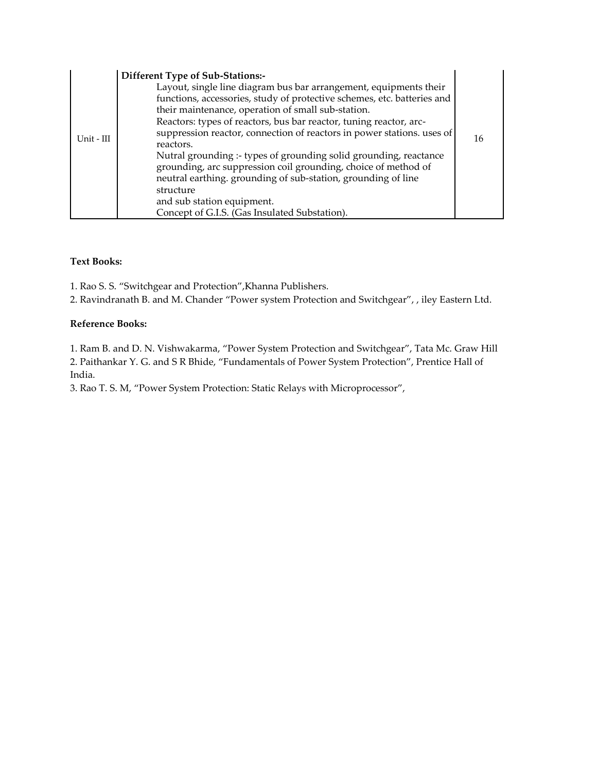| Unit - III | **Different Type of Sub-Stations:-**<br>Layout, single line diagram bus bar arrangement, equipments their functions, accessories, study of protective schemes, etc. batteries and their maintenance, operation of small sub-station.<br>Reactors: types of reactors, bus bar reactor, tuning reactor, arc-suppression reactor, connection of reactors in power stations. uses of reactors.<br>Nutral grounding :- types of grounding solid grounding, reactance grounding, arc suppression coil grounding, choice of method of neutral earthing. grounding of sub-station, grounding of line structure<br>and sub station equipment.<br>Concept of G.I.S. (Gas Insulated Substation). | 16 |
|---|---|---|

**Text Books:**

1. Rao S. S. "Switchgear and Protection",Khanna Publishers.
2. Ravindranath B. and M. Chander "Power system Protection and Switchgear", , iley Eastern Ltd.

**Reference Books:**

1. Ram B. and D. N. Vishwakarma, "Power System Protection and Switchgear", Tata Mc. Graw Hill
2. Paithankar Y. G. and S R Bhide, "Fundamentals of Power System Protection", Prentice Hall of India.
3. Rao T. S. M, "Power System Protection: Static Relays with Microprocessor",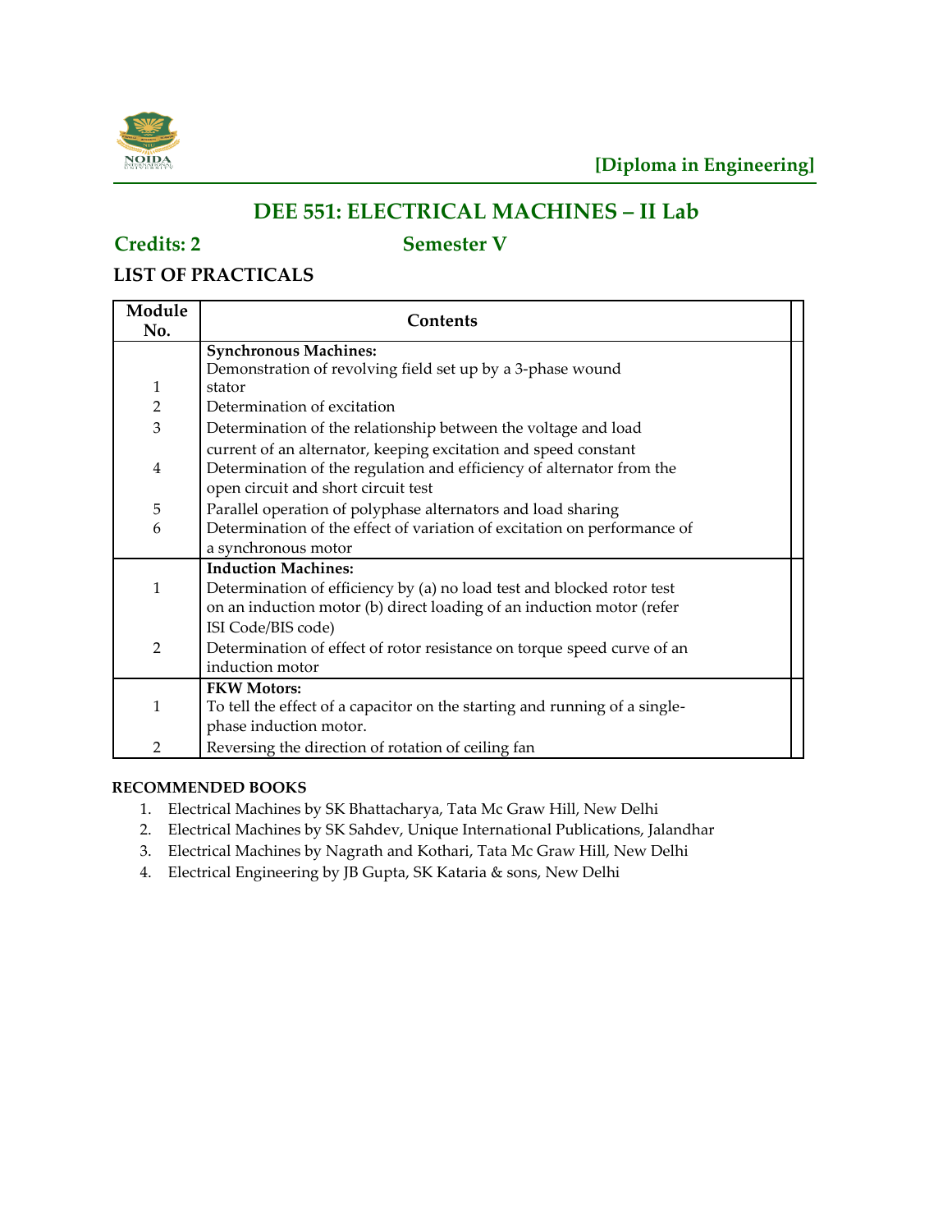[Diploma in Engineering]

# DEE 551: ELECTRICAL MACHINES – II Lab

**Credits: 2** **Semester V**

## LIST OF PRACTICALS

| Module No. | Contents |
|---|---|
| | **Synchronous Machines:** |
| 1 | Demonstration of revolving field set up by a 3-phase wound stator |
| 2 | Determination of excitation |
| 3 | Determination of the relationship between the voltage and load current of an alternator, keeping excitation and speed constant |
| 4 | Determination of the regulation and efficiency of alternator from the open circuit and short circuit test |
| 5 | Parallel operation of polyphase alternators and load sharing |
| 6 | Determination of the effect of variation of excitation on performance of a synchronous motor |
| | **Induction Machines:** |
| 1 | Determination of efficiency by (a) no load test and blocked rotor test on an induction motor (b) direct loading of an induction motor (refer ISI Code/BIS code) |
| 2 | Determination of effect of rotor resistance on torque speed curve of an induction motor |
| | **FKW Motors:** |
| 1 | To tell the effect of a capacitor on the starting and running of a single-phase induction motor. |
| 2 | Reversing the direction of rotation of ceiling fan |

**RECOMMENDED BOOKS**

1. Electrical Machines by SK Bhattacharya, Tata Mc Graw Hill, New Delhi
2. Electrical Machines by SK Sahdev, Unique International Publications, Jalandhar
3. Electrical Machines by Nagrath and Kothari, Tata Mc Graw Hill, New Delhi
4. Electrical Engineering by JB Gupta, SK Kataria & sons, New Delhi